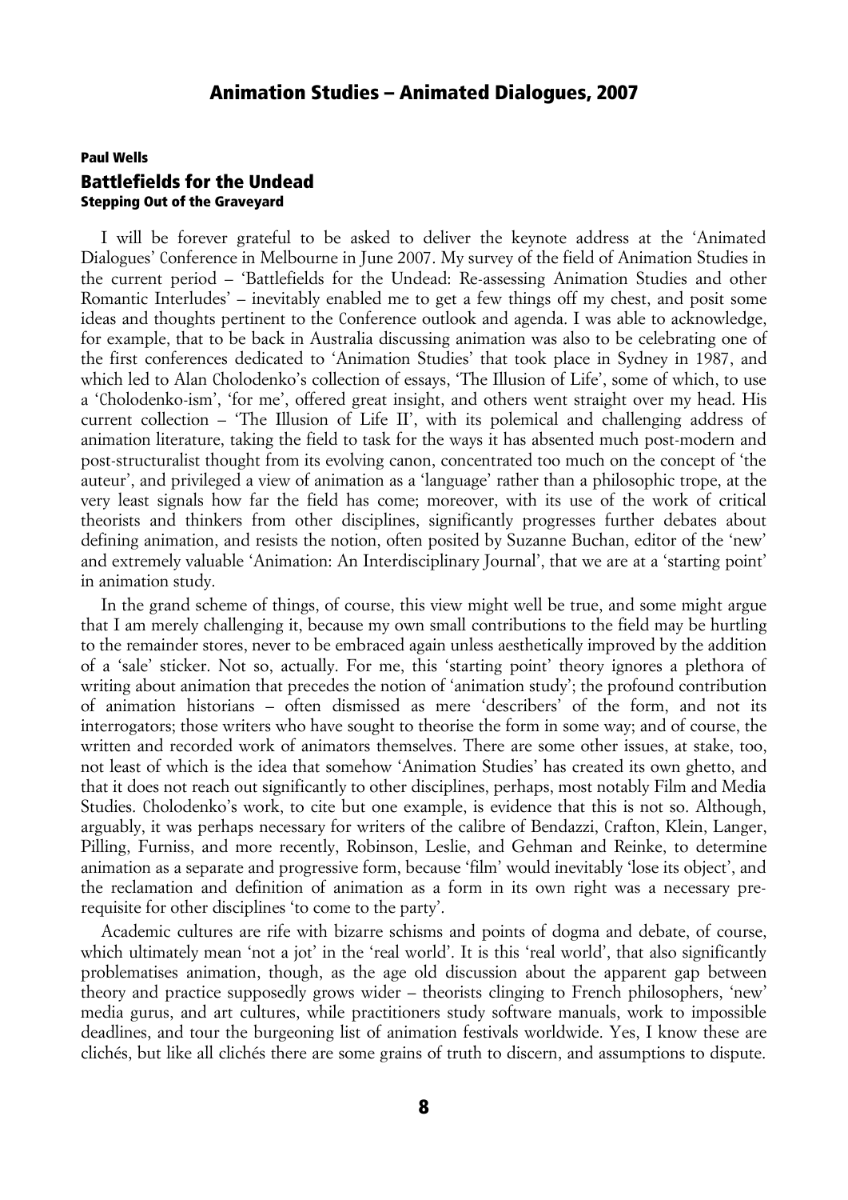**Paul Wells**

## Battlefields for the Undead

### Stepping Out of the Graveyard

I will be forever grateful to be asked to deliver the keynote address at the 'Animated Dialogues' Conference in Melbourne in June 2007. My survey of the field of Animation Studies in the current period – 'Battlefields for the Undead: Re-assessing Animation Studies and other Romantic Interludes' – inevitably enabled me to get a few things off my chest, and posit some ideas and thoughts pertinent to the Conference outlook and agenda. I was able to acknowledge, for example, that to be back in Australia discussing animation was also to be celebrating one of the first conferences dedicated to 'Animation Studies' that took place in Sydney in 1987, and which led to Alan Cholodenko's collection of essays, 'The Illusion of Life', some of which, to use a 'Cholodenko-ism', 'for me', offered great insight, and others went straight over my head. His current collection – 'The Illusion of Life II', with its polemical and challenging address of animation literature, taking the field to task for the ways it has absented much post-modern and post-structuralist thought from its evolving canon, concentrated too much on the concept of 'the auteur', and privileged a view of animation as a 'language' rather than a philosophic trope, at the very least signals how far the field has come; moreover, with its use of the work of critical theorists and thinkers from other disciplines, significantly progresses further debates about defining animation, and resists the notion, often posited by Suzanne Buchan, editor of the 'new' and extremely valuable 'Animation: An Interdisciplinary Journal', that we are at a 'starting point' in animation study.

In the grand scheme of things, of course, this view might well be true, and some might argue that I am merely challenging it, because my own small contributions to the field may be hurtling to the remainder stores, never to be embraced again unless aesthetically improved by the addition of a 'sale' sticker. Not so, actually. For me, this 'starting point' theory ignores a plethora of writing about animation that precedes the notion of 'animation study'; the profound contribution of animation historians – often dismissed as mere 'describers' of the form, and not its interrogators; those writers who have sought to theorise the form in some way; and of course, the written and recorded work of animators themselves. There are some other issues, at stake, too, not least of which is the idea that somehow 'Animation Studies' has created its own ghetto, and that it does not reach out significantly to other disciplines, perhaps, most notably Film and Media Studies. Cholodenko's work, to cite but one example, is evidence that this is not so. Although, arguably, it was perhaps necessary for writers of the calibre of Bendazzi, Crafton, Klein, Langer, Pilling, Furniss, and more recently, Robinson, Leslie, and Gehman and Reinke, to determine animation as a separate and progressive form, because 'film' would inevitably 'lose its object', and the reclamation and definition of animation as a form in its own right was a necessary pre-requisite for other disciplines 'to come to the party'.

Academic cultures are rife with bizarre schisms and points of dogma and debate, of course, which ultimately mean 'not a jot' in the 'real world'. It is this 'real world', that also significantly problematises animation, though, as the age old discussion about the apparent gap between theory and practice supposedly grows wider – theorists clinging to French philosophers, 'new' media gurus, and art cultures, while practitioners study software manuals, work to impossible deadlines, and tour the burgeoning list of animation festivals worldwide. Yes, I know these are clichés, but like all clichés there are some grains of truth to discern, and assumptions to dispute.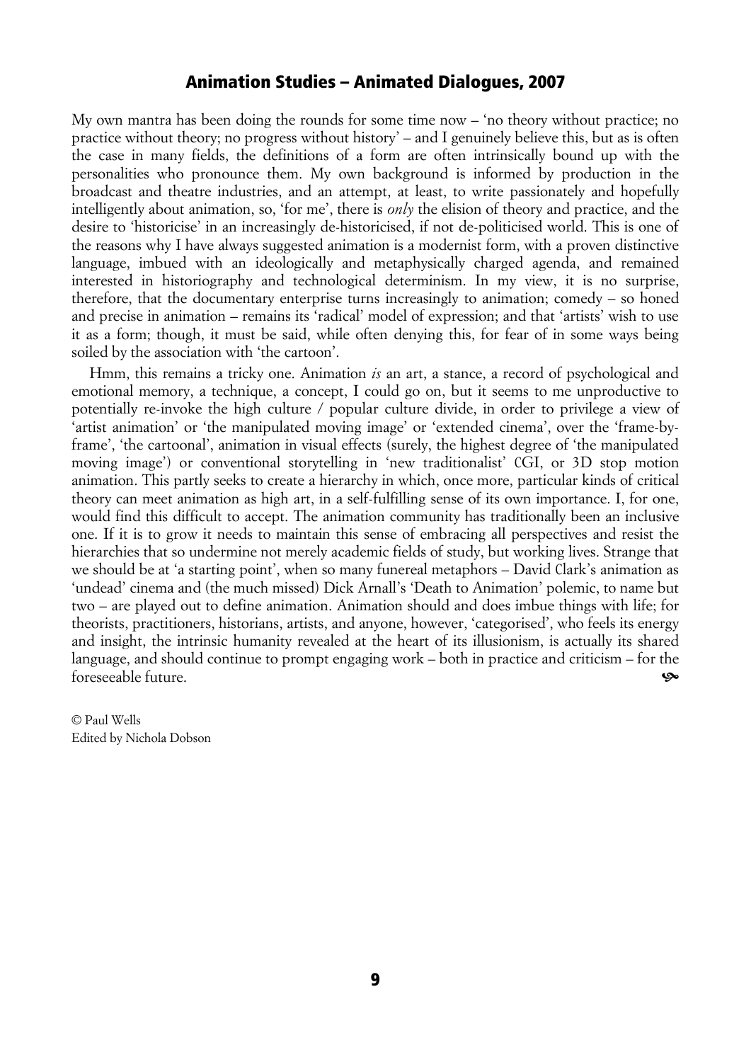My own mantra has been doing the rounds for some time now – 'no theory without practice; no practice without theory; no progress without history' – and I genuinely believe this, but as is often the case in many fields, the definitions of a form are often intrinsically bound up with the personalities who pronounce them. My own background is informed by production in the broadcast and theatre industries, and an attempt, at least, to write passionately and hopefully intelligently about animation, so, 'for me', there is *only* the elision of theory and practice, and the desire to 'historicise' in an increasingly de-historicised, if not de-politicised world. This is one of the reasons why I have always suggested animation is a modernist form, with a proven distinctive language, imbued with an ideologically and metaphysically charged agenda, and remained interested in historiography and technological determinism. In my view, it is no surprise, therefore, that the documentary enterprise turns increasingly to animation; comedy – so honed and precise in animation – remains its 'radical' model of expression; and that 'artists' wish to use it as a form; though, it must be said, while often denying this, for fear of in some ways being soiled by the association with 'the cartoon'.

Hmm, this remains a tricky one. Animation *is* an art, a stance, a record of psychological and emotional memory, a technique, a concept, I could go on, but it seems to me unproductive to potentially re-invoke the high culture / popular culture divide, in order to privilege a view of 'artist animation' or 'the manipulated moving image' or 'extended cinema', over the 'frame-by-frame', 'the cartoonal', animation in visual effects (surely, the highest degree of 'the manipulated moving image') or conventional storytelling in 'new traditionalist' CGI, or 3D stop motion animation. This partly seeks to create a hierarchy in which, once more, particular kinds of critical theory can meet animation as high art, in a self-fulfilling sense of its own importance. I, for one, would find this difficult to accept. The animation community has traditionally been an inclusive one. If it is to grow it needs to maintain this sense of embracing all perspectives and resist the hierarchies that so undermine not merely academic fields of study, but working lives. Strange that we should be at 'a starting point', when so many funereal metaphors – David Clark's animation as 'undead' cinema and (the much missed) Dick Arnall's 'Death to Animation' polemic, to name but two – are played out to define animation. Animation should and does imbue things with life; for theorists, practitioners, historians, artists, and anyone, however, 'categorised', who feels its energy and insight, the intrinsic humanity revealed at the heart of its illusionism, is actually its shared language, and should continue to prompt engaging work – both in practice and criticism – for the foreseeable future.

© Paul Wells
Edited by Nichola Dobson